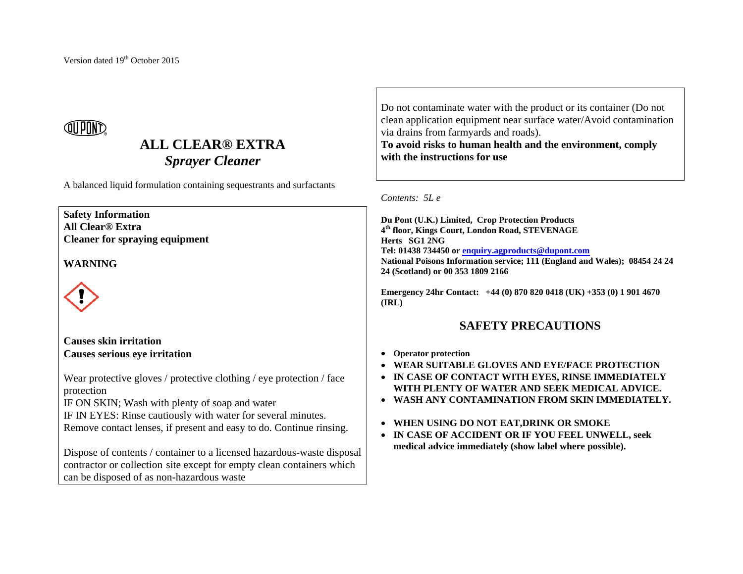Version dated 19th October 2015

DU PONT

# ALL CLEAR® EXTRA
## *Sprayer Cleaner*

A balanced liquid formulation containing sequestrants and surfactants

**Safety Information**
**All Clear® Extra**
**Cleaner for spraying equipment**

**WARNING**

**Causes skin irritation**
**Causes serious eye irritation**

Wear protective gloves / protective clothing / eye protection / face protection
IF ON SKIN; Wash with plenty of soap and water
IF IN EYES: Rinse cautiously with water for several minutes. Remove contact lenses, if present and easy to do. Continue rinsing.

Dispose of contents / container to a licensed hazardous-waste disposal contractor or collection site except for empty clean containers which can be disposed of as non-hazardous waste

Do not contaminate water with the product or its container (Do not clean application equipment near surface water/Avoid contamination via drains from farmyards and roads).
**To avoid risks to human health and the environment, comply with the instructions for use**

*Contents: 5L e*

**Du Pont (U.K.) Limited, Crop Protection Products**
**4th floor, Kings Court, London Road, STEVENAGE**
**Herts SG1 2NG**
**Tel: 01438 734450 or enquiry.agproducts@dupont.com**
**National Poisons Information service; 111 (England and Wales); 08454 24 24 24 (Scotland) or 00 353 1809 2166**

**Emergency 24hr Contact: +44 (0) 870 820 0418 (UK) +353 (0) 1 901 4670 (IRL)**

## SAFETY PRECAUTIONS

- **Operator protection**
- **WEAR SUITABLE GLOVES AND EYE/FACE PROTECTION**
- **IN CASE OF CONTACT WITH EYES, RINSE IMMEDIATELY WITH PLENTY OF WATER AND SEEK MEDICAL ADVICE.**
- **WASH ANY CONTAMINATION FROM SKIN IMMEDIATELY.**
- **WHEN USING DO NOT EAT,DRINK OR SMOKE**
- **IN CASE OF ACCIDENT OR IF YOU FEEL UNWELL, seek medical advice immediately (show label where possible).**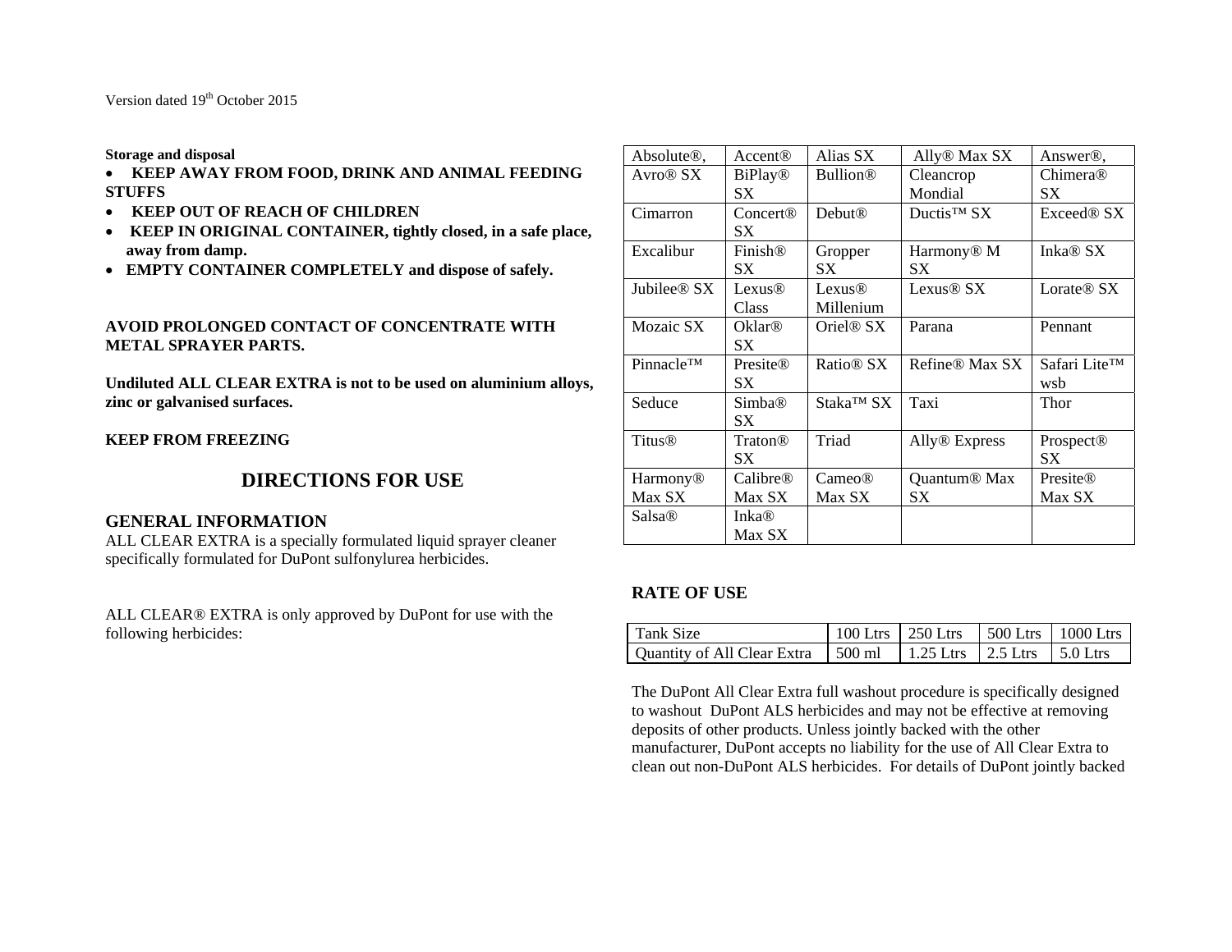Version dated 19th October 2015

**Storage and disposal**

- **KEEP AWAY FROM FOOD, DRINK AND ANIMAL FEEDING STUFFS**
- **KEEP OUT OF REACH OF CHILDREN**
- **KEEP IN ORIGINAL CONTAINER, tightly closed, in a safe place, away from damp.**
- **EMPTY CONTAINER COMPLETELY and dispose of safely.**

**AVOID PROLONGED CONTACT OF CONCENTRATE WITH METAL SPRAYER PARTS.**

**Undiluted ALL CLEAR EXTRA is not to be used on aluminium alloys, zinc or galvanised surfaces.**

**KEEP FROM FREEZING**

# DIRECTIONS FOR USE

## GENERAL INFORMATION

ALL CLEAR EXTRA is a specially formulated liquid sprayer cleaner specifically formulated for DuPont sulfonylurea herbicides.

ALL CLEAR® EXTRA is only approved by DuPont for use with the following herbicides:

| Absolute®, | Accent® | Alias SX | Ally® Max SX | Answer®, |
|---|---|---|---|---|
| Avro® SX | BiPlay® SX | Bullion® | Cleancrop Mondial | Chimera® SX |
| Cimarron | Concert® SX | Debut® | Ductis™ SX | Exceed® SX |
| Excalibur | Finish® SX | Gropper SX | Harmony® M SX | Inka® SX |
| Jubilee® SX | Lexus® Class | Lexus® Millenium | Lexus® SX | Lorate® SX |
| Mozaic SX | Oklar® SX | Oriel® SX | Parana | Pennant |
| Pinnacle™ | Presite® SX | Ratio® SX | Refine® Max SX | Safari Lite™ wsb |
| Seduce | Simba® SX | Staka™ SX | Taxi | Thor |
| Titus® | Traton® SX | Triad | Ally® Express | Prospect® SX |
| Harmony® Max SX | Calibre® Max SX | Cameo® Max SX | Quantum® Max SX | Presite® Max SX |
| Salsa® | Inka® Max SX | | | |

## RATE OF USE

| Tank Size | 100 Ltrs | 250 Ltrs | 500 Ltrs | 1000 Ltrs |
|---|---|---|---|---|
| Quantity of All Clear Extra | 500 ml | 1.25 Ltrs | 2.5 Ltrs | 5.0 Ltrs |

The DuPont All Clear Extra full washout procedure is specifically designed to washout DuPont ALS herbicides and may not be effective at removing deposits of other products. Unless jointly backed with the other manufacturer, DuPont accepts no liability for the use of All Clear Extra to clean out non-DuPont ALS herbicides. For details of DuPont jointly backed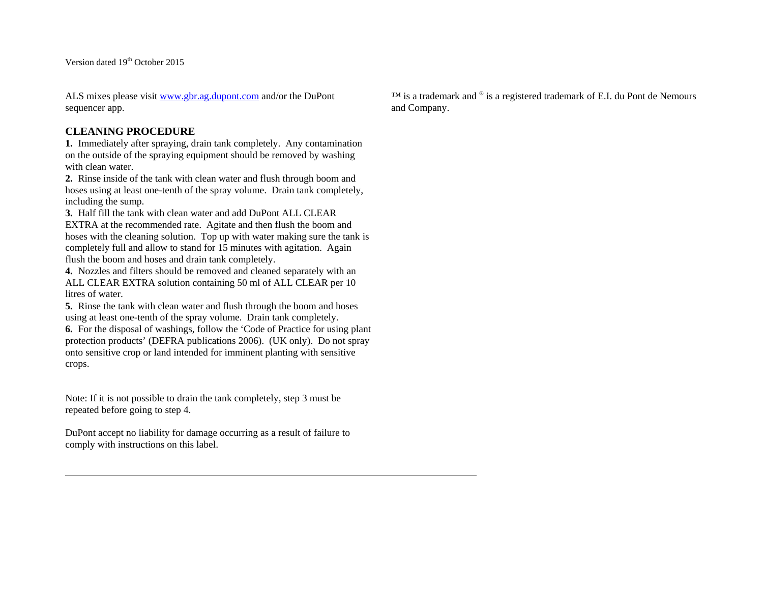Version dated 19th October 2015

ALS mixes please visit [www.gbr.ag.dupont.com](http://www.gbr.ag.dupont.com) and/or the DuPont sequencer app.

## CLEANING PROCEDURE

**1.** Immediately after spraying, drain tank completely. Any contamination on the outside of the spraying equipment should be removed by washing with clean water.

**2.** Rinse inside of the tank with clean water and flush through boom and hoses using at least one-tenth of the spray volume. Drain tank completely, including the sump.

**3.** Half fill the tank with clean water and add DuPont ALL CLEAR EXTRA at the recommended rate. Agitate and then flush the boom and hoses with the cleaning solution. Top up with water making sure the tank is completely full and allow to stand for 15 minutes with agitation. Again flush the boom and hoses and drain tank completely.

**4.** Nozzles and filters should be removed and cleaned separately with an ALL CLEAR EXTRA solution containing 50 ml of ALL CLEAR per 10 litres of water.

**5.** Rinse the tank with clean water and flush through the boom and hoses using at least one-tenth of the spray volume. Drain tank completely.

**6.** For the disposal of washings, follow the 'Code of Practice for using plant protection products' (DEFRA publications 2006). (UK only). Do not spray onto sensitive crop or land intended for imminent planting with sensitive crops.

Note: If it is not possible to drain the tank completely, step 3 must be repeated before going to step 4.

DuPont accept no liability for damage occurring as a result of failure to comply with instructions on this label.

™ is a trademark and ® is a registered trademark of E.I. du Pont de Nemours and Company.